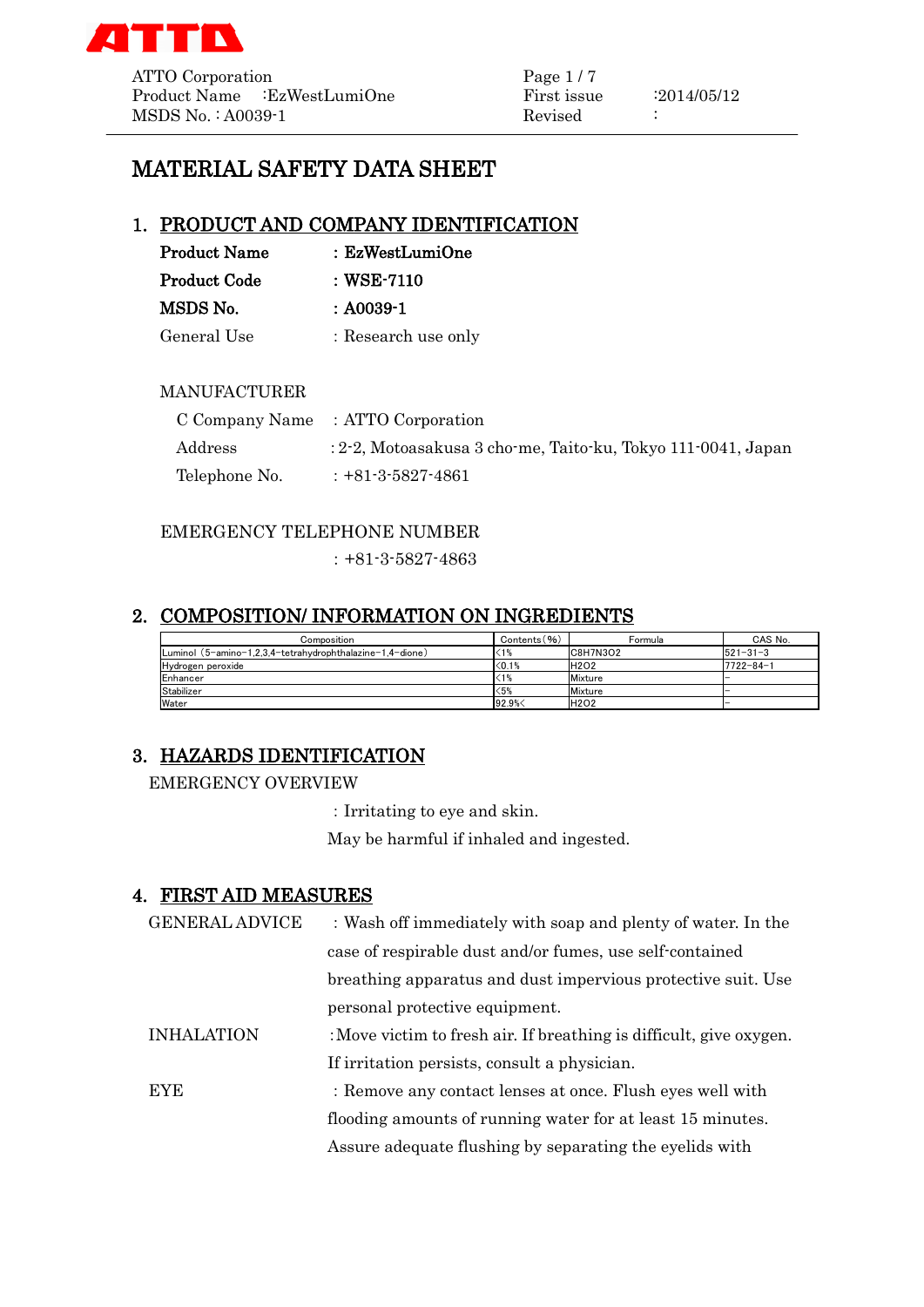# MATERIAL SAFETY DATA SHEET

## 1. PRODUCT AND COMPANY IDENTIFICATION

**Product Name** : **EzWestLumiOne**

**Product Code** : **WSE-7110**

**MSDS No.** : **A0039-1**

General Use : Research use only

MANUFACTURER

C Company Name : ATTO Corporation

Address : 2-2, Motoasakusa 3 cho-me, Taito-ku, Tokyo 111-0041, Japan

Telephone No. : +81-3-5827-4861

EMERGENCY TELEPHONE NUMBER

: +81-3-5827-4863

## 2. COMPOSITION/ INFORMATION ON INGREDIENTS

| Composition | Contents (%) | Formula | CAS No. |
|---|---|---|---|
| Luminol (5-amino-1,2,3,4-tetrahydrophthalazine-1,4-dione) | <1% | $C8H7N3O2$ | 521-31-3 |
| Hydrogen peroxide | <0.1% | $H2O2$ | 7722-84-1 |
| Enhancer | <1% | Mixture | – |
| Stabilizer | <5% | Mixture | – |
| Water | 92.9%< | $H2O2$ | – |

## 3. HAZARDS IDENTIFICATION

EMERGENCY OVERVIEW

: Irritating to eye and skin.
May be harmful if inhaled and ingested.

## 4. FIRST AID MEASURES

GENERAL ADVICE : Wash off immediately with soap and plenty of water. In the case of respirable dust and/or fumes, use self-contained breathing apparatus and dust impervious protective suit. Use personal protective equipment.

INHALATION : Move victim to fresh air. If breathing is difficult, give oxygen. If irritation persists, consult a physician.

EYE : Remove any contact lenses at once. Flush eyes well with flooding amounts of running water for at least 15 minutes. Assure adequate flushing by separating the eyelids with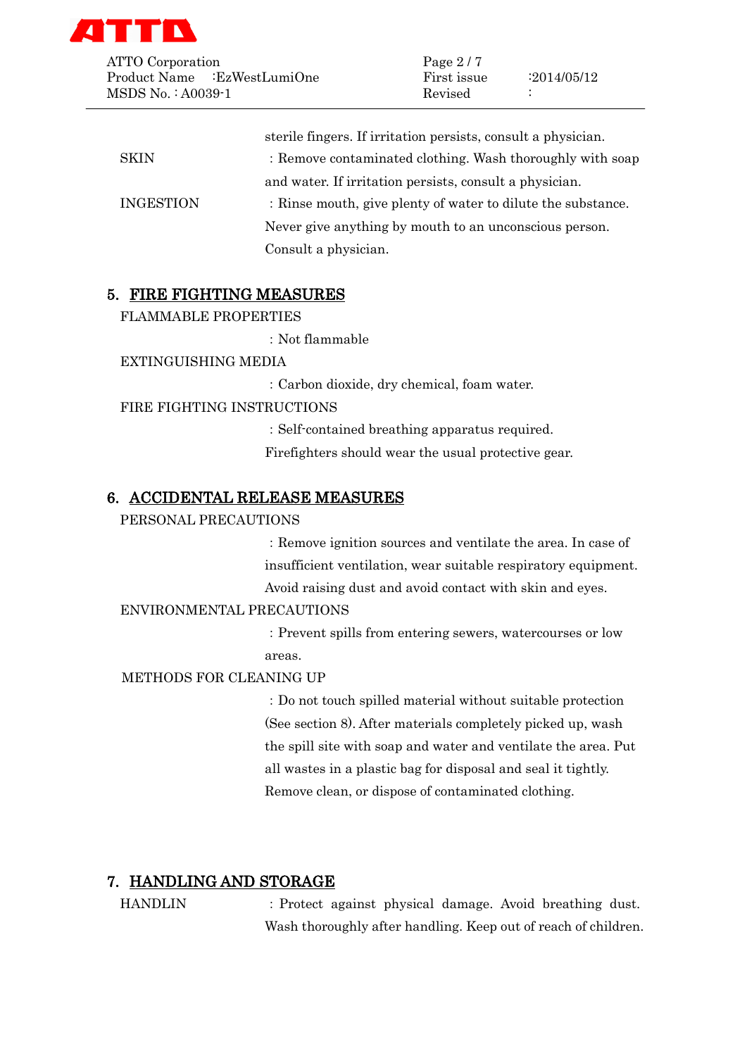sterile fingers. If irritation persists, consult a physician.

SKIN : Remove contaminated clothing. Wash thoroughly with soap and water. If irritation persists, consult a physician.

INGESTION : Rinse mouth, give plenty of water to dilute the substance. Never give anything by mouth to an unconscious person. Consult a physician.

## 5. FIRE FIGHTING MEASURES

FLAMMABLE PROPERTIES

: Not flammable

EXTINGUISHING MEDIA

: Carbon dioxide, dry chemical, foam water.

FIRE FIGHTING INSTRUCTIONS

: Self-contained breathing apparatus required. Firefighters should wear the usual protective gear.

## 6. ACCIDENTAL RELEASE MEASURES

PERSONAL PRECAUTIONS

: Remove ignition sources and ventilate the area. In case of insufficient ventilation, wear suitable respiratory equipment. Avoid raising dust and avoid contact with skin and eyes.

ENVIRONMENTAL PRECAUTIONS

: Prevent spills from entering sewers, watercourses or low areas.

METHODS FOR CLEANING UP

: Do not touch spilled material without suitable protection (See section 8). After materials completely picked up, wash the spill site with soap and water and ventilate the area. Put all wastes in a plastic bag for disposal and seal it tightly. Remove clean, or dispose of contaminated clothing.

## 7. HANDLING AND STORAGE

HANDLIN : Protect against physical damage. Avoid breathing dust. Wash thoroughly after handling. Keep out of reach of children.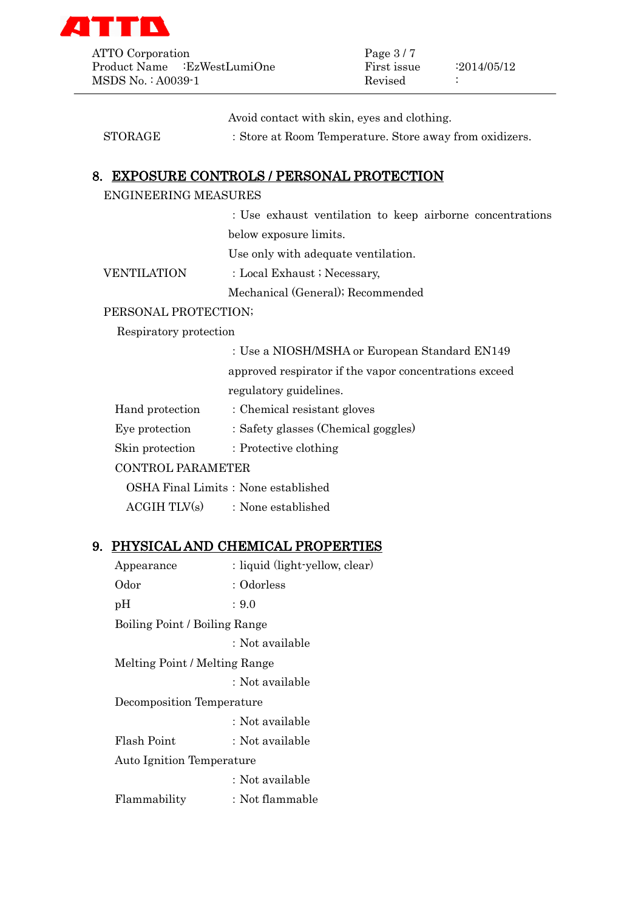Avoid contact with skin, eyes and clothing.

STORAGE : Store at Room Temperature. Store away from oxidizers.

## 8. EXPOSURE CONTROLS / PERSONAL PROTECTION

ENGINEERING MEASURES

: Use exhaust ventilation to keep airborne concentrations below exposure limits.
Use only with adequate ventilation.

VENTILATION : Local Exhaust ; Necessary,
Mechanical (General); Recommended

PERSONAL PROTECTION;

Respiratory protection

: Use a NIOSH/MSHA or European Standard EN149 approved respirator if the vapor concentrations exceed regulatory guidelines.

Hand protection : Chemical resistant gloves

Eye protection : Safety glasses (Chemical goggles)

Skin protection : Protective clothing

CONTROL PARAMETER

OSHA Final Limits : None established

ACGIH TLV(s) : None established

## 9. PHYSICAL AND CHEMICAL PROPERTIES

Appearance : liquid (light-yellow, clear)

Odor : Odorless

pH : 9.0

Boiling Point / Boiling Range

: Not available

Melting Point / Melting Range

: Not available

Decomposition Temperature

: Not available

Flash Point : Not available

Auto Ignition Temperature

: Not available

Flammability : Not flammable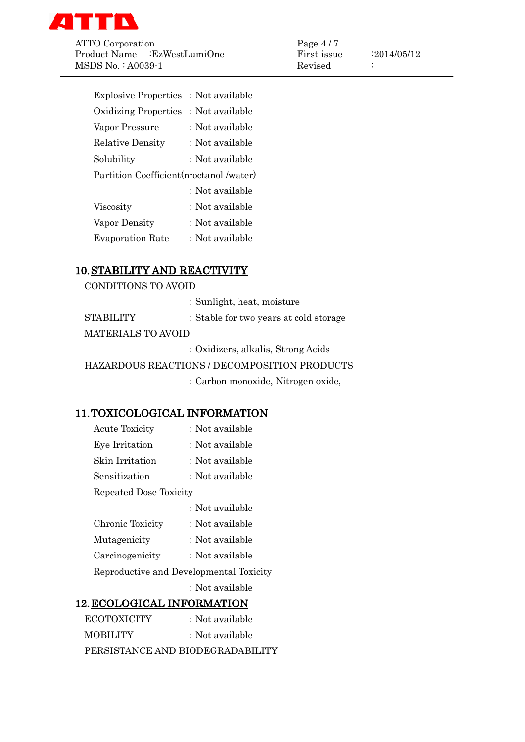Explosive Properties : Not available

Oxidizing Properties : Not available

Vapor Pressure : Not available

Relative Density : Not available

Solubility : Not available

Partition Coefficient(n-octanol /water)

: Not available

Viscosity : Not available

Vapor Density : Not available

Evaporation Rate : Not available

## 10. STABILITY AND REACTIVITY

CONDITIONS TO AVOID

: Sunlight, heat, moisture

STABILITY : Stable for two years at cold storage

MATERIALS TO AVOID

: Oxidizers, alkalis, Strong Acids

HAZARDOUS REACTIONS / DECOMPOSITION PRODUCTS

: Carbon monoxide, Nitrogen oxide,

## 11. TOXICOLOGICAL INFORMATION

Acute Toxicity : Not available

Eye Irritation : Not available

Skin Irritation : Not available

Sensitization : Not available

Repeated Dose Toxicity

: Not available

Chronic Toxicity : Not available

Mutagenicity : Not available

Carcinogenicity : Not available

Reproductive and Developmental Toxicity

: Not available

## 12. ECOLOGICAL INFORMATION

ECOTOXICITY : Not available

MOBILITY : Not available

PERSISTANCE AND BIODEGRADABILITY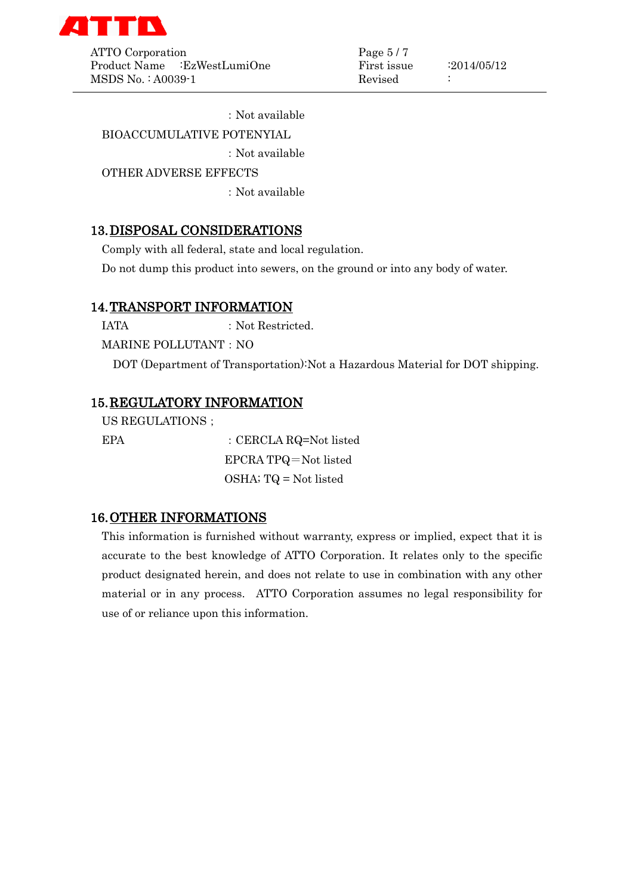: Not available

BIOACCUMULATIVE POTENYIAL

: Not available

OTHER ADVERSE EFFECTS

: Not available

## 13. DISPOSAL CONSIDERATIONS

Comply with all federal, state and local regulation.

Do not dump this product into sewers, on the ground or into any body of water.

## 14. TRANSPORT INFORMATION

IATA : Not Restricted.

MARINE POLLUTANT : NO

DOT (Department of Transportation):Not a Hazardous Material for DOT shipping.

## 15. REGULATORY INFORMATION

US REGULATIONS ;

EPA : CERCLA RQ=Not listed

EPCRA TPQ＝Not listed

OSHA; TQ = Not listed

## 16. OTHER INFORMATIONS

This information is furnished without warranty, express or implied, expect that it is accurate to the best knowledge of ATTO Corporation. It relates only to the specific product designated herein, and does not relate to use in combination with any other material or in any process. ATTO Corporation assumes no legal responsibility for use of or reliance upon this information.